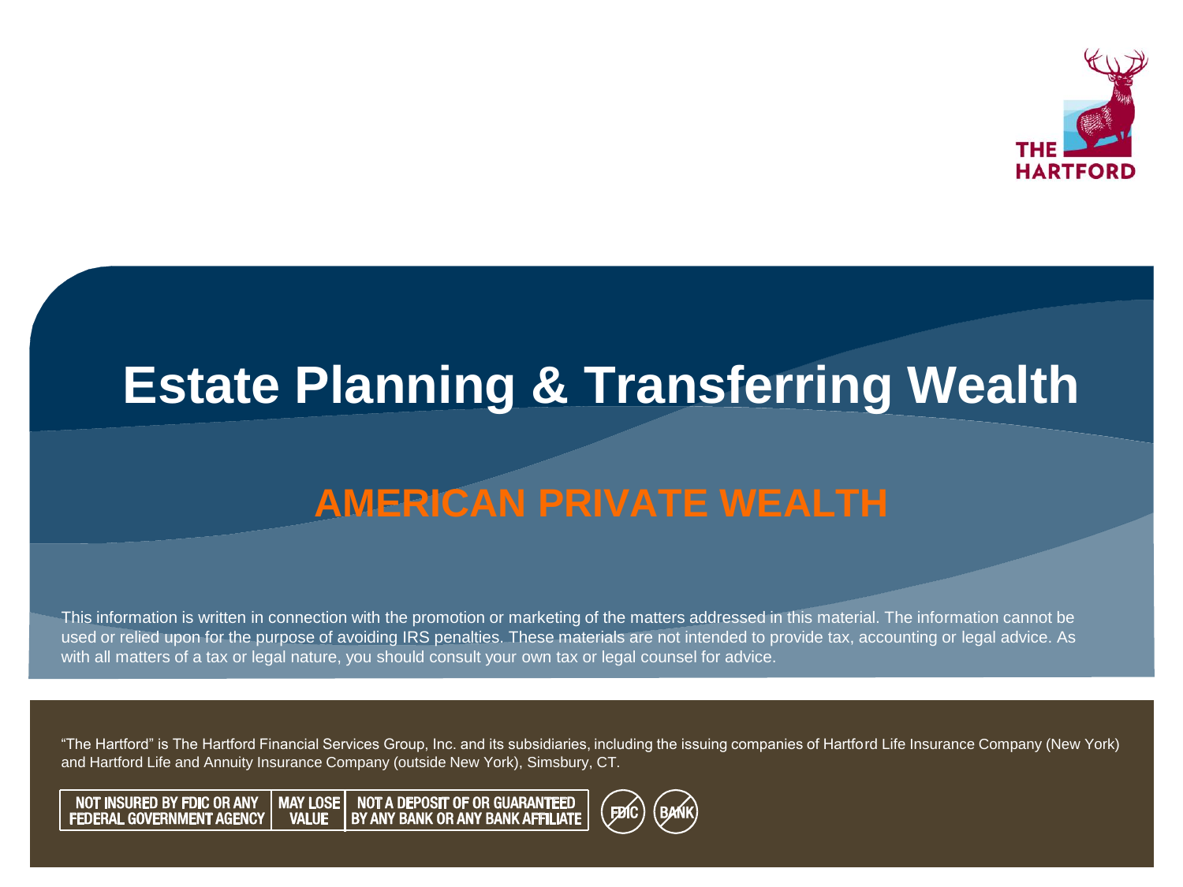# Estate Planning & Transferring Wealth

## AMERICAN PRIVATE WEALTH

This information is written in connection with the promotion or marketing of the matters addressed in this material. The information cannot be used or relied upon for the purpose of avoiding IRS penalties. These materials are not intended to provide tax, accounting or legal advice. As with all matters of a tax or legal nature, you should consult your own tax or legal counsel for advice.

"The Hartford" is The Hartford Financial Services Group, Inc. and its subsidiaries, including the issuing companies of Hartford Life Insurance Company (New York) and Hartford Life and Annuity Insurance Company (outside New York), Simsbury, CT.

NOT INSURED BY FDIC OR ANY FEDERAL GOVERNMENT AGENCY | MAY LOSE VALUE | NOT A DEPOSIT OF OR GUARANTEED BY ANY BANK OR ANY BANK AFFILIATE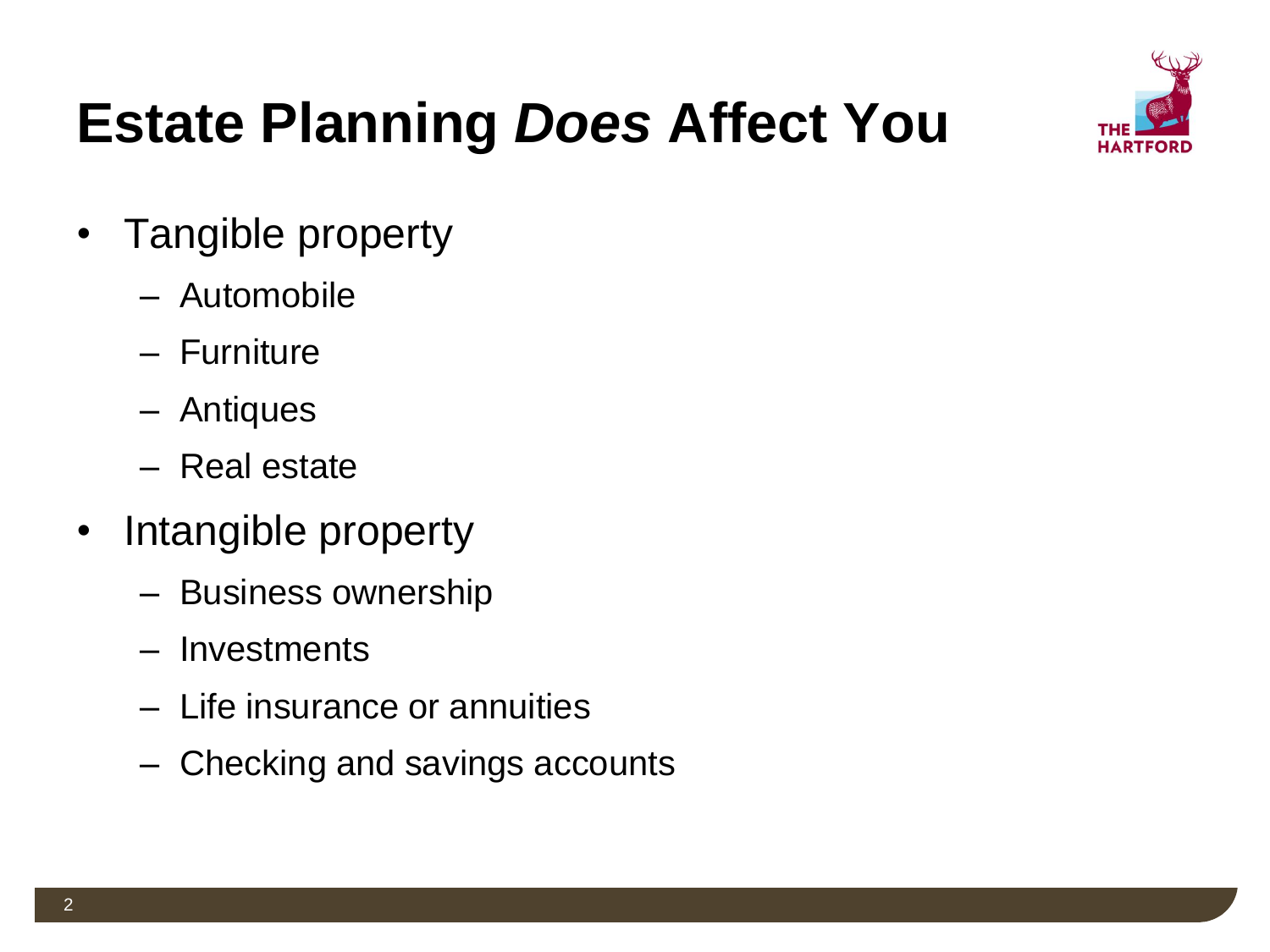# Estate Planning *Does* Affect You

- Tangible property
  - Automobile
  - Furniture
  - Antiques
  - Real estate
- Intangible property
  - Business ownership
  - Investments
  - Life insurance or annuities
  - Checking and savings accounts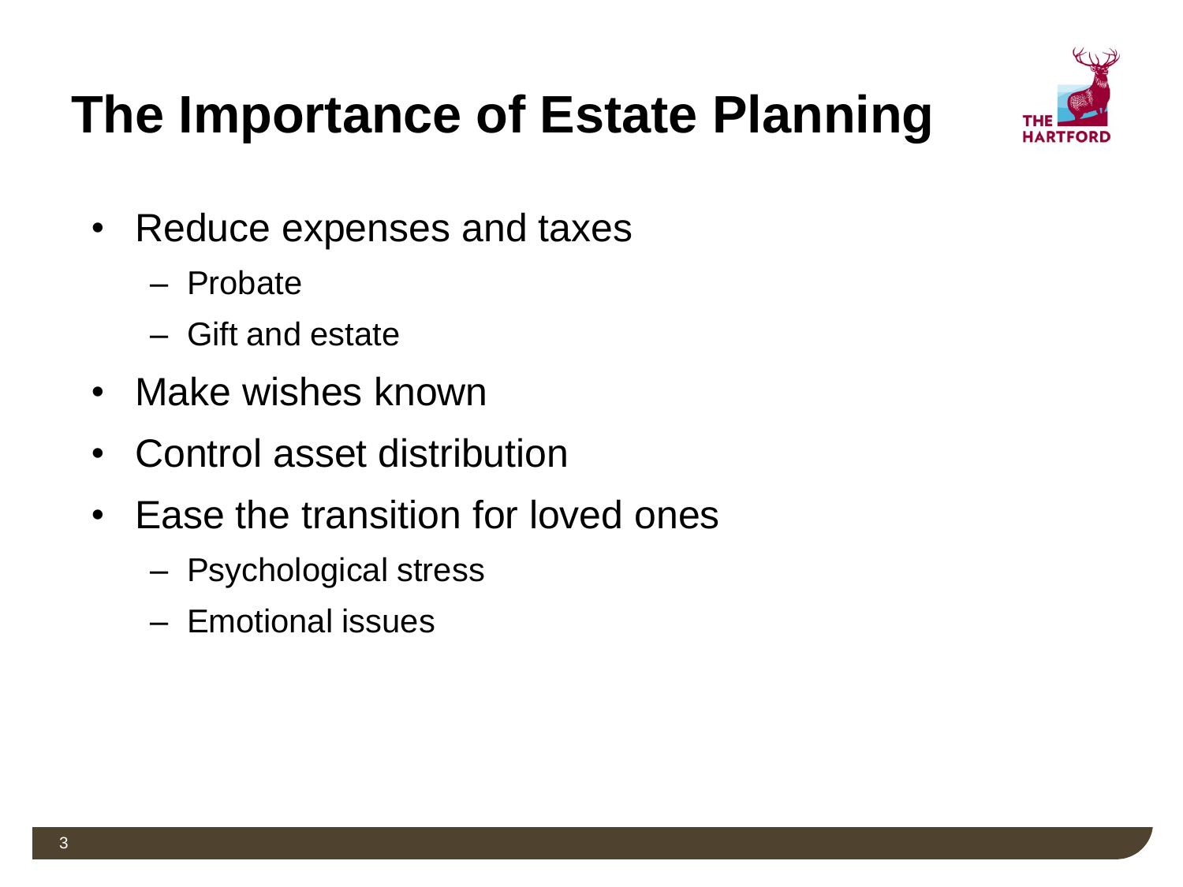# The Importance of Estate Planning

- Reduce expenses and taxes
  - Probate
  - Gift and estate
- Make wishes known
- Control asset distribution
- Ease the transition for loved ones
  - Psychological stress
  - Emotional issues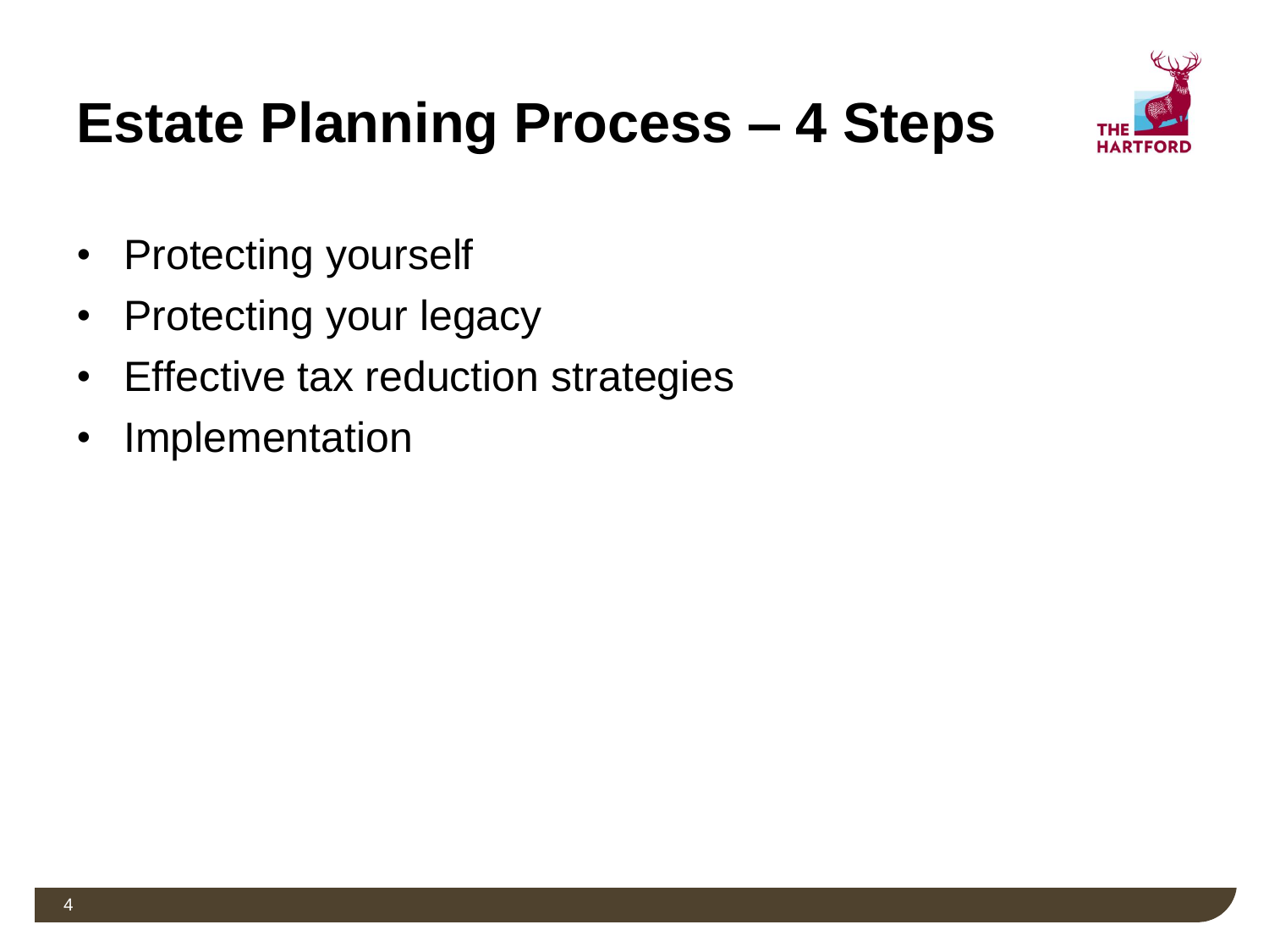# Estate Planning Process – 4 Steps

- Protecting yourself
- Protecting your legacy
- Effective tax reduction strategies
- Implementation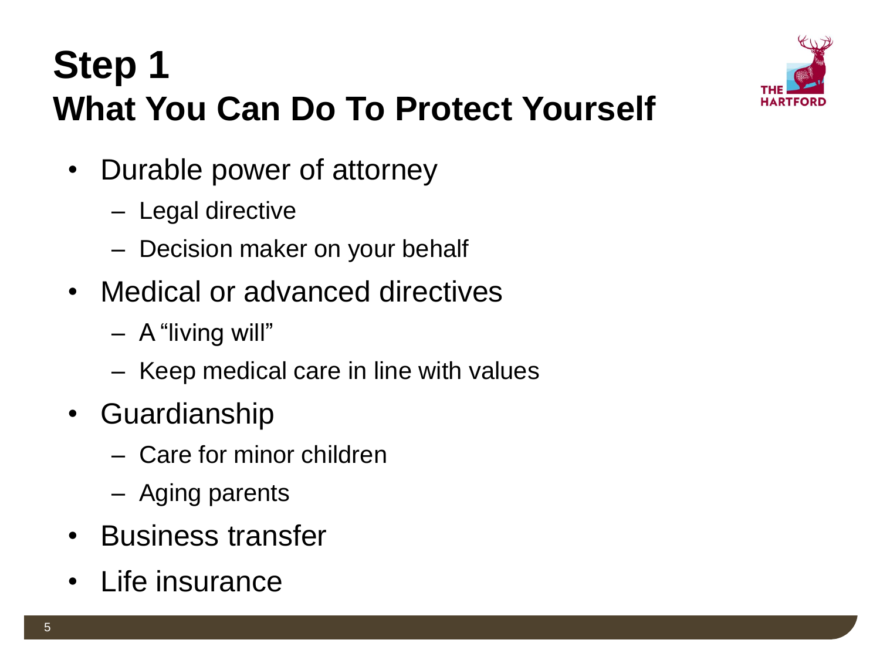# Step 1
## What You Can Do To Protect Yourself

- Durable power of attorney
  - Legal directive
  - Decision maker on your behalf
- Medical or advanced directives
  - A "living will"
  - Keep medical care in line with values
- Guardianship
  - Care for minor children
  - Aging parents
- Business transfer
- Life insurance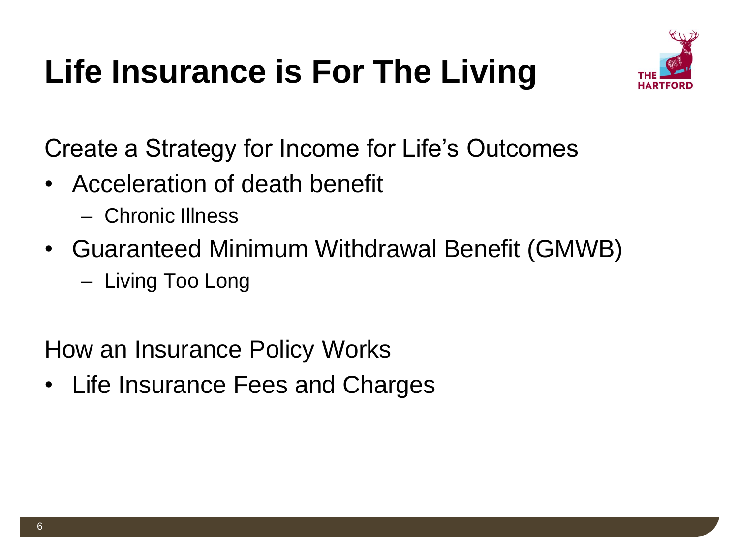# Life Insurance is For The Living

Create a Strategy for Income for Life's Outcomes

- Acceleration of death benefit
  - Chronic Illness
- Guaranteed Minimum Withdrawal Benefit (GMWB)
  - Living Too Long

How an Insurance Policy Works

- Life Insurance Fees and Charges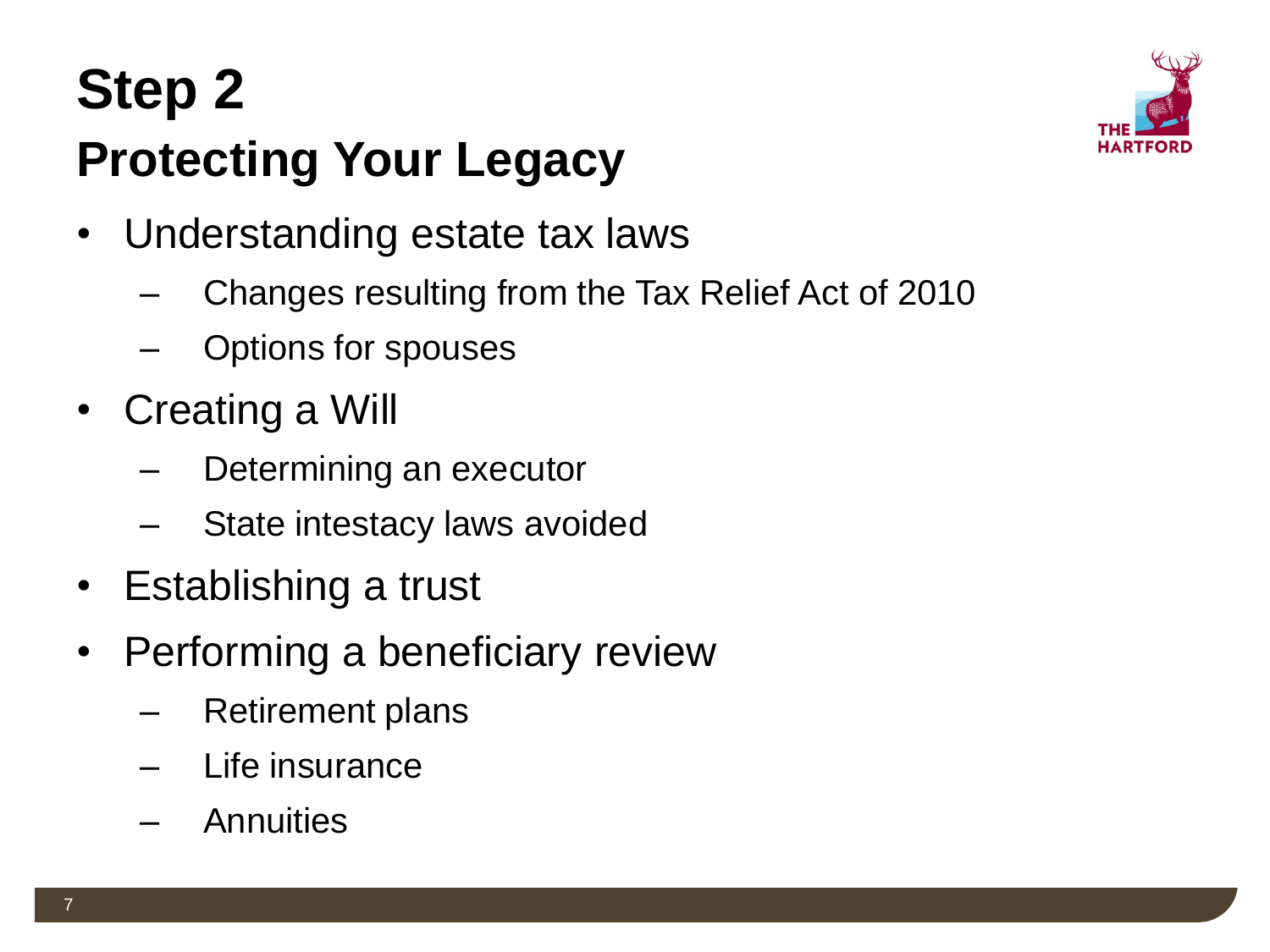# Step 2
## Protecting Your Legacy

- Understanding estate tax laws
  - Changes resulting from the Tax Relief Act of 2010
  - Options for spouses
- Creating a Will
  - Determining an executor
  - State intestacy laws avoided
- Establishing a trust
- Performing a beneficiary review
  - Retirement plans
  - Life insurance
  - Annuities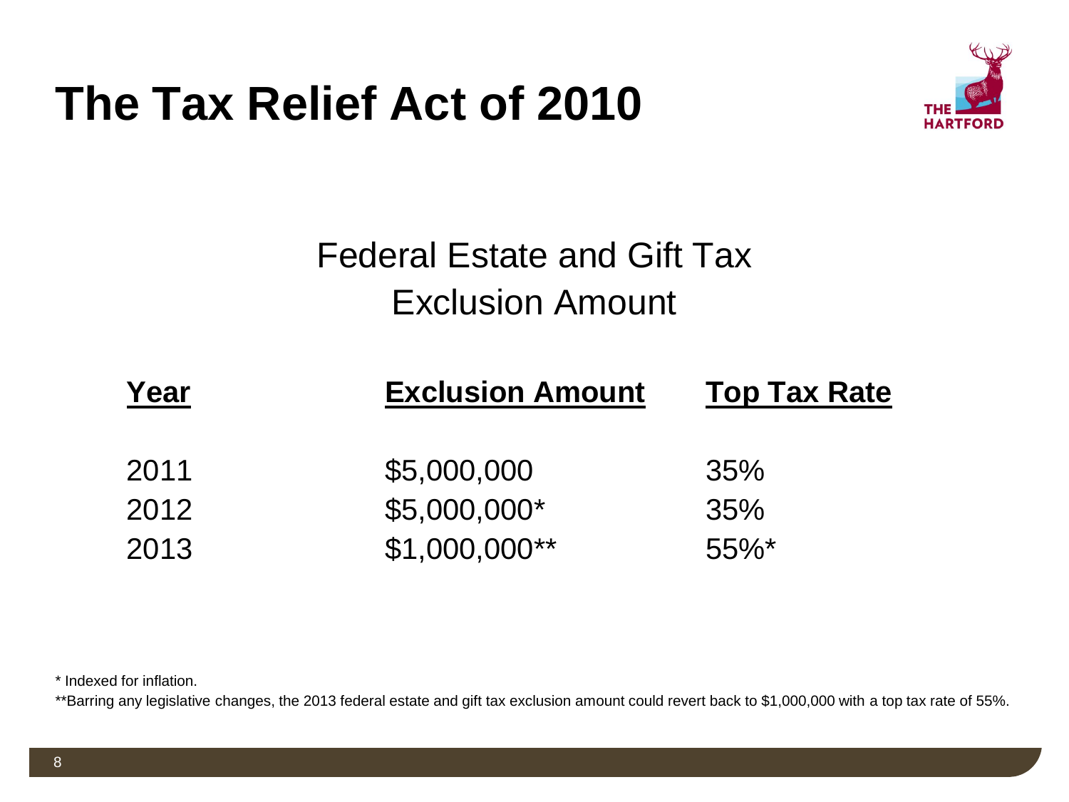# The Tax Relief Act of 2010

## Federal Estate and Gift Tax Exclusion Amount

| Year | Exclusion Amount | Top Tax Rate |
|---|---|---|
| 2011 | $5,000,000 | 35% |
| 2012 | $5,000,000* | 35% |
| 2013 | $1,000,000** | 55%* |

* Indexed for inflation.

**Barring any legislative changes, the 2013 federal estate and gift tax exclusion amount could revert back to $1,000,000 with a top tax rate of 55%.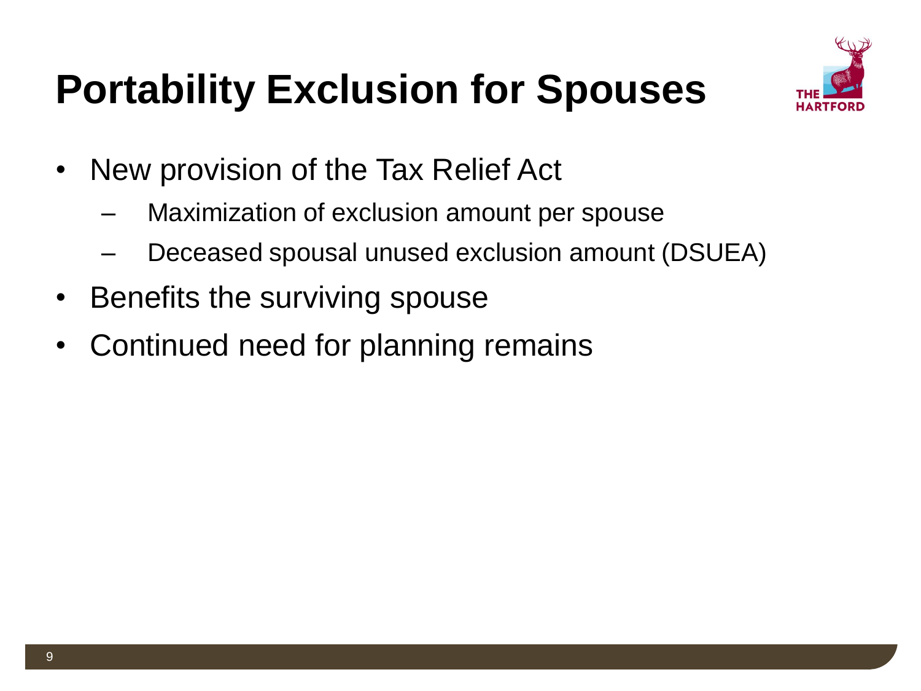# Portability Exclusion for Spouses

- New provision of the Tax Relief Act
  - Maximization of exclusion amount per spouse
  - Deceased spousal unused exclusion amount (DSUEA)
- Benefits the surviving spouse
- Continued need for planning remains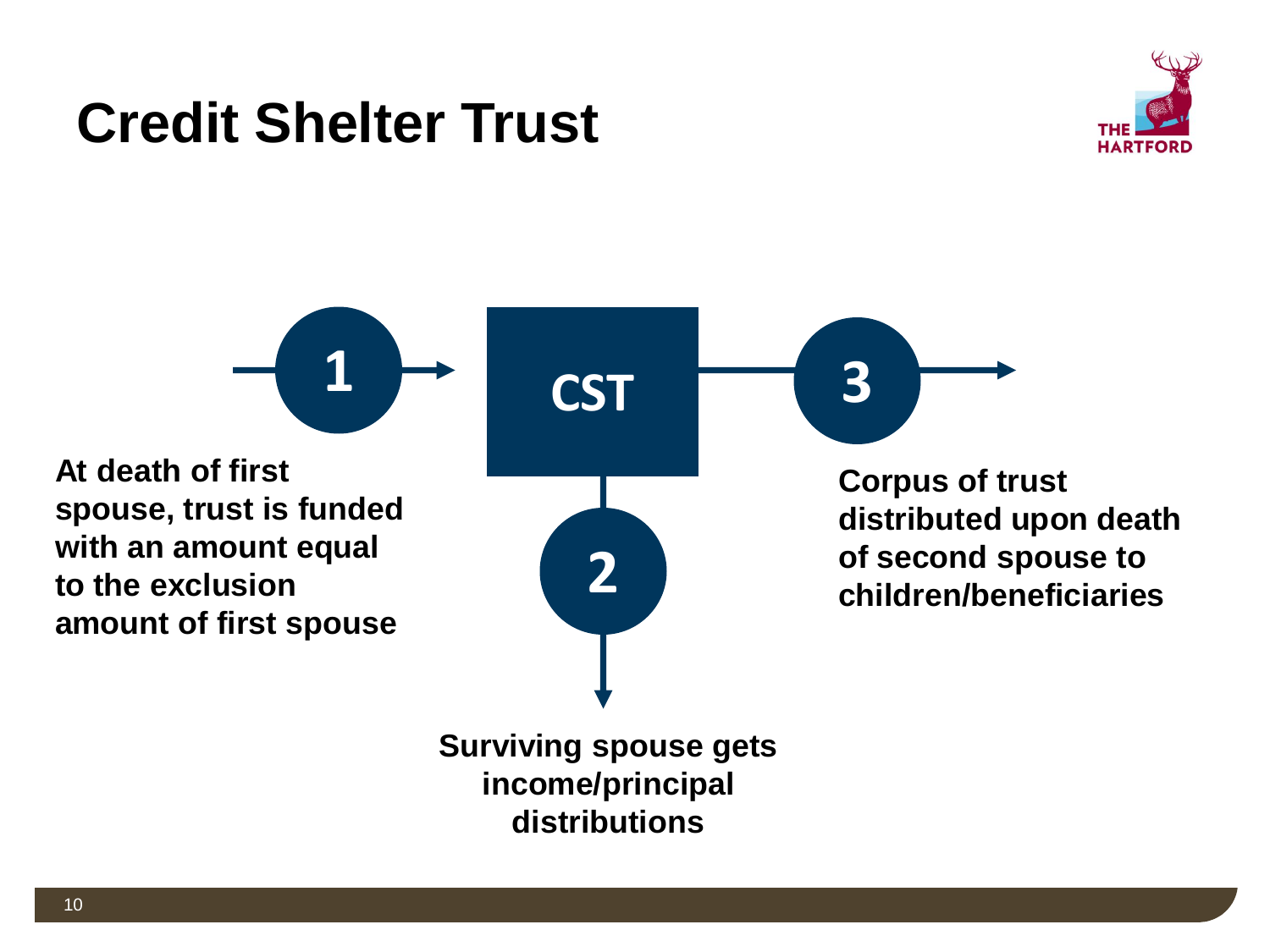# Credit Shelter Trust

**1** — At death of first spouse, trust is funded with an amount equal to the exclusion amount of first spouse

**CST**

**2** — Surviving spouse gets income/principal distributions

**3** — Corpus of trust distributed upon death of second spouse to children/beneficiaries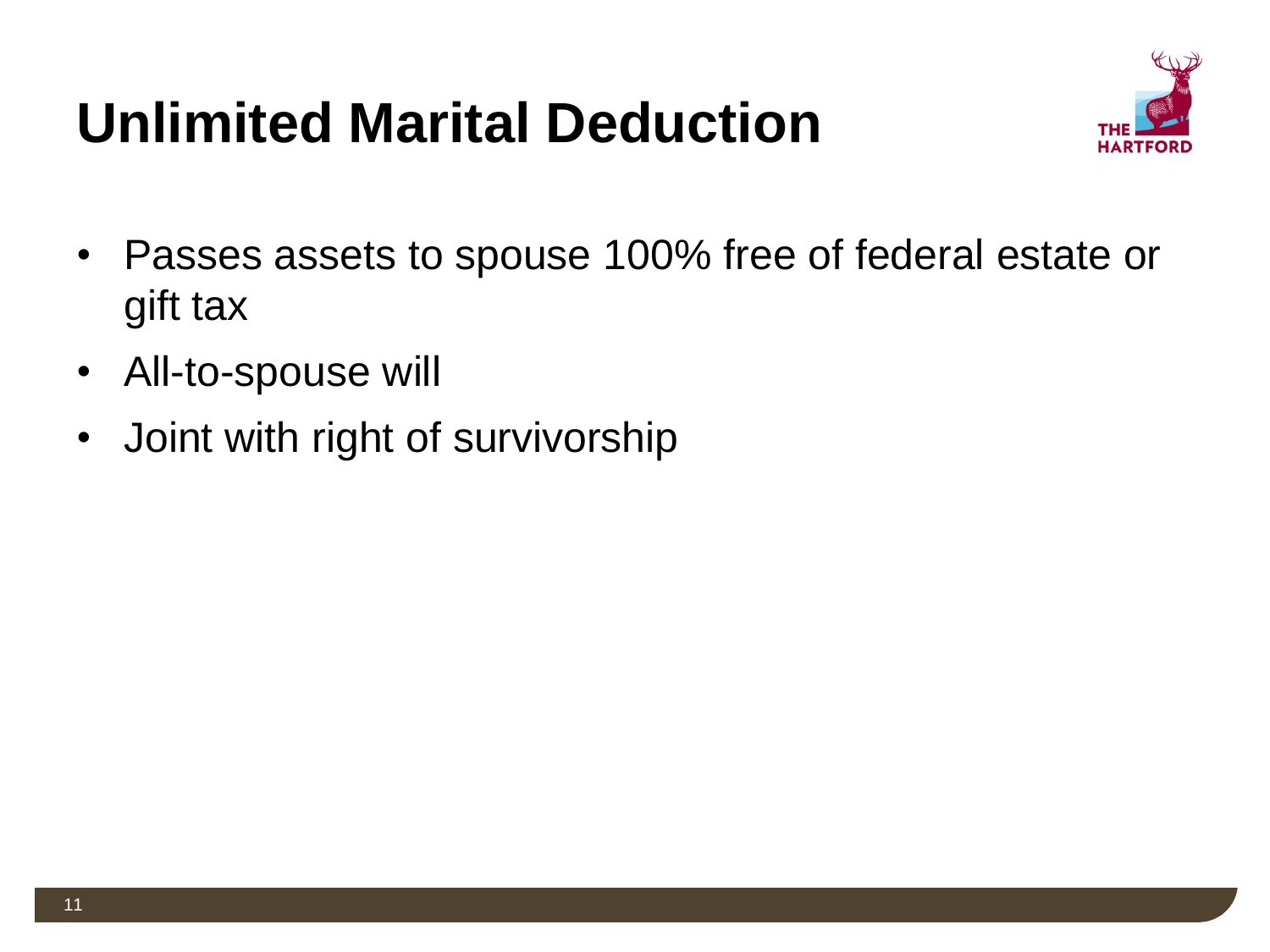# Unlimited Marital Deduction

- Passes assets to spouse 100% free of federal estate or gift tax
- All-to-spouse will
- Joint with right of survivorship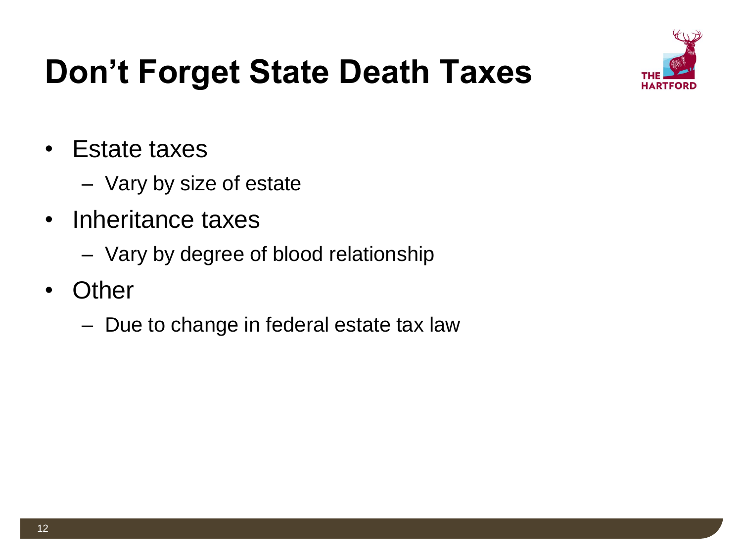# Don't Forget State Death Taxes

- Estate taxes
  - Vary by size of estate
- Inheritance taxes
  - Vary by degree of blood relationship
- Other
  - Due to change in federal estate tax law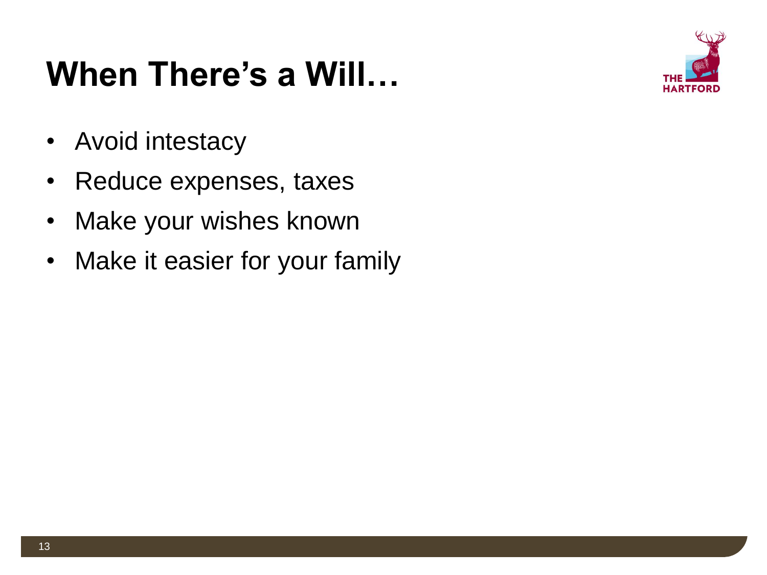# When There's a Will…

- Avoid intestacy
- Reduce expenses, taxes
- Make your wishes known
- Make it easier for your family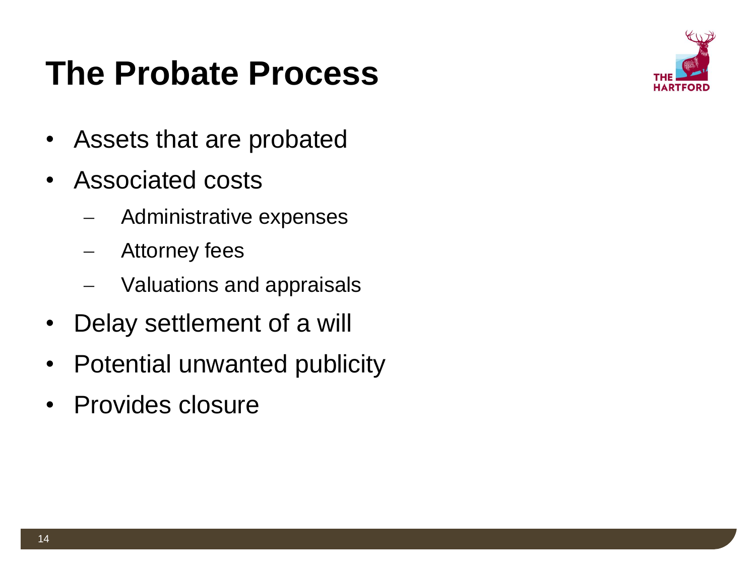# The Probate Process

- Assets that are probated
- Associated costs
  - Administrative expenses
  - Attorney fees
  - Valuations and appraisals
- Delay settlement of a will
- Potential unwanted publicity
- Provides closure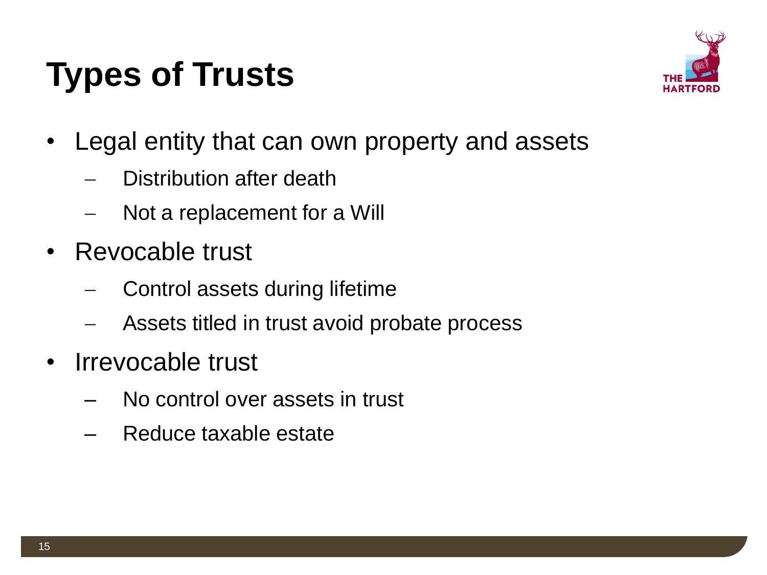# Types of Trusts

- Legal entity that can own property and assets
  - Distribution after death
  - Not a replacement for a Will
- Revocable trust
  - Control assets during lifetime
  - Assets titled in trust avoid probate process
- Irrevocable trust
  - No control over assets in trust
  - Reduce taxable estate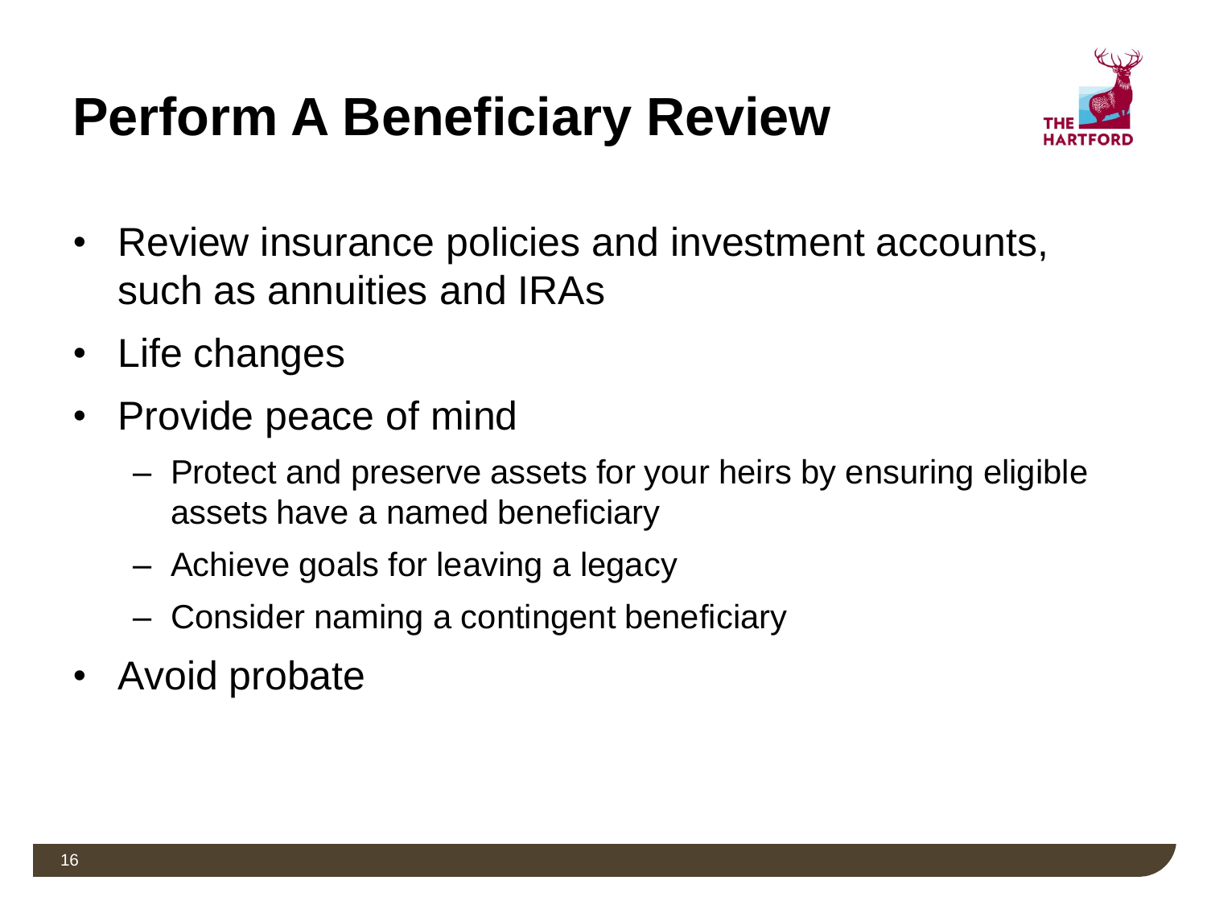# Perform A Beneficiary Review

- Review insurance policies and investment accounts, such as annuities and IRAs
- Life changes
- Provide peace of mind
  - Protect and preserve assets for your heirs by ensuring eligible assets have a named beneficiary
  - Achieve goals for leaving a legacy
  - Consider naming a contingent beneficiary
- Avoid probate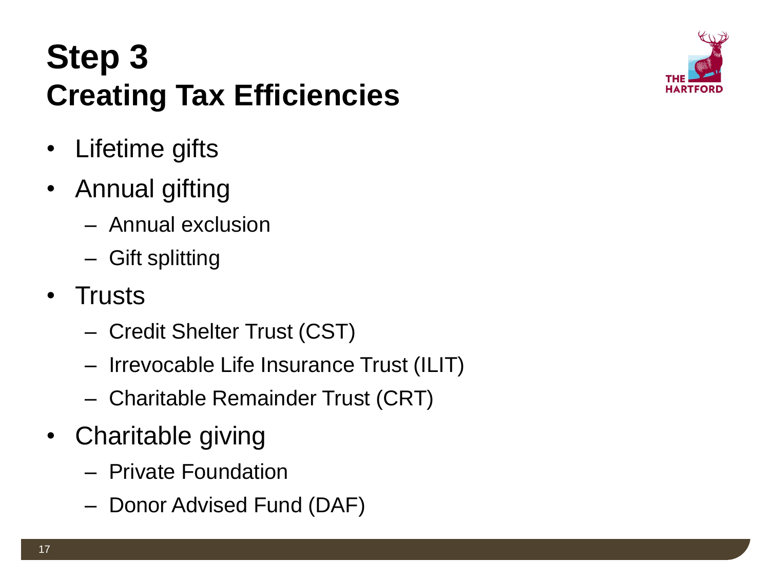# Step 3
## Creating Tax Efficiencies

- Lifetime gifts
- Annual gifting
  - Annual exclusion
  - Gift splitting
- Trusts
  - Credit Shelter Trust (CST)
  - Irrevocable Life Insurance Trust (ILIT)
  - Charitable Remainder Trust (CRT)
- Charitable giving
  - Private Foundation
  - Donor Advised Fund (DAF)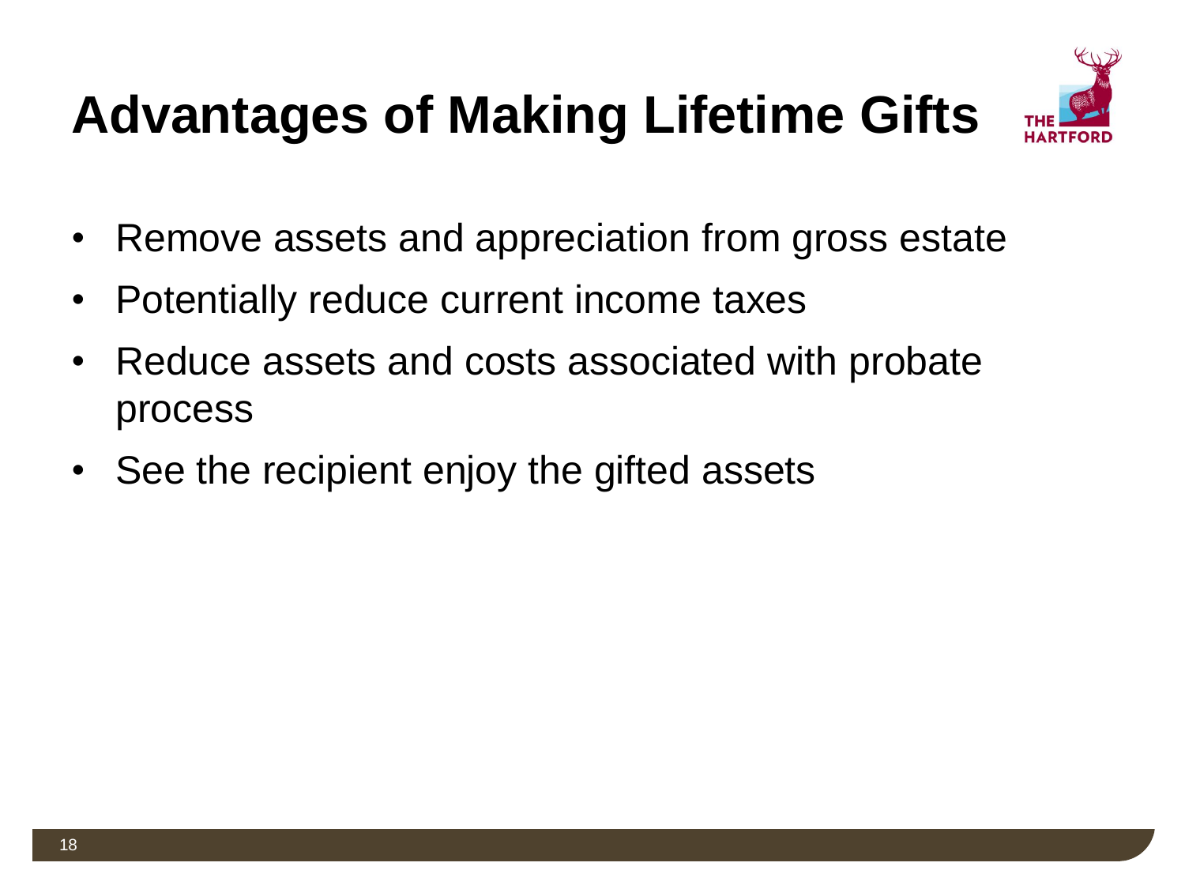# Advantages of Making Lifetime Gifts

- Remove assets and appreciation from gross estate
- Potentially reduce current income taxes
- Reduce assets and costs associated with probate process
- See the recipient enjoy the gifted assets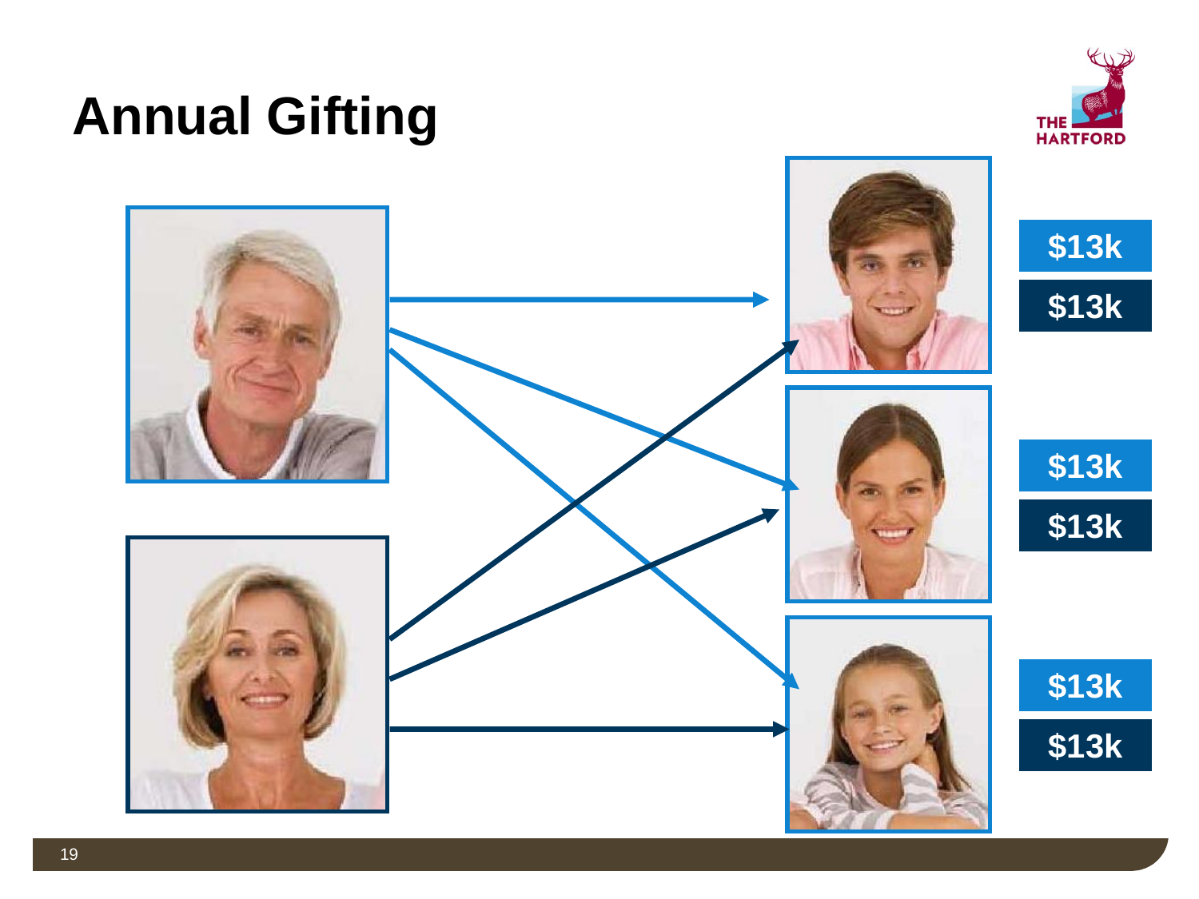# Annual Gifting

$13k

$13k

$13k

$13k

$13k

$13k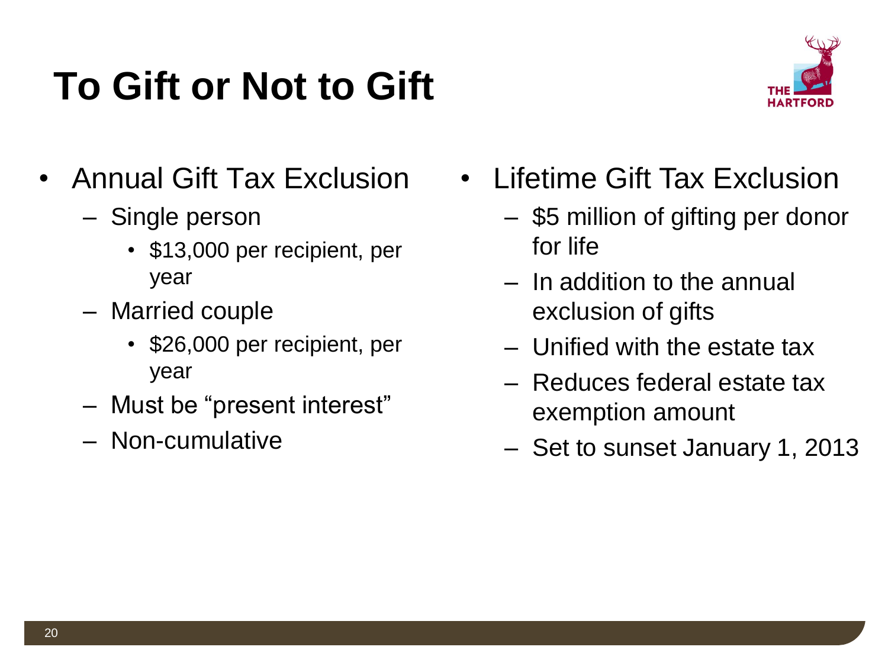# To Gift or Not to Gift

- Annual Gift Tax Exclusion
  - Single person
    - $13,000 per recipient, per year
  - Married couple
    - $26,000 per recipient, per year
  - Must be "present interest"
  - Non-cumulative
- Lifetime Gift Tax Exclusion
  - $5 million of gifting per donor for life
  - In addition to the annual exclusion of gifts
  - Unified with the estate tax
  - Reduces federal estate tax exemption amount
  - Set to sunset January 1, 2013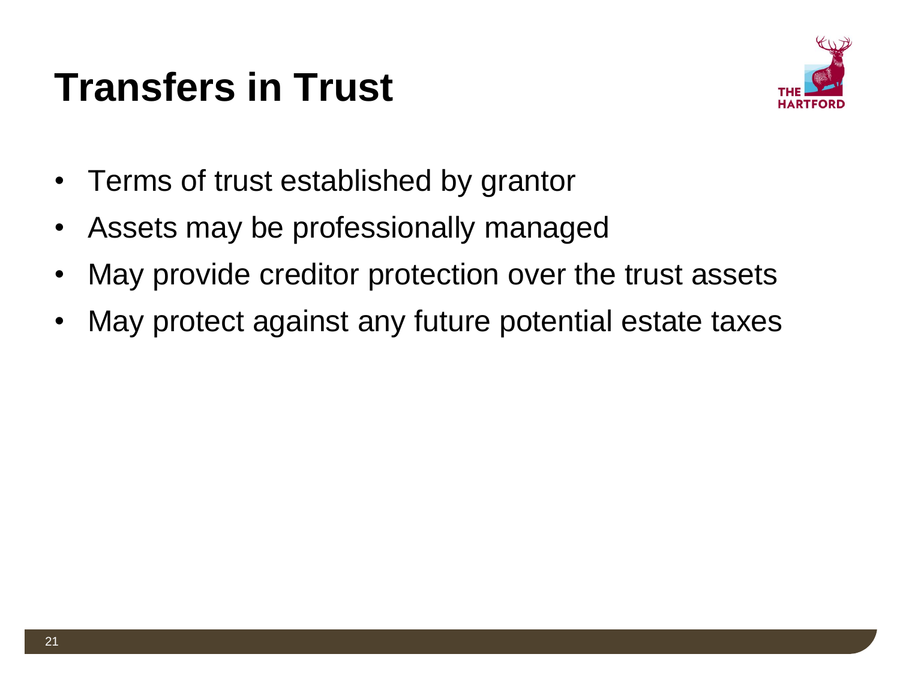# Transfers in Trust

- Terms of trust established by grantor
- Assets may be professionally managed
- May provide creditor protection over the trust assets
- May protect against any future potential estate taxes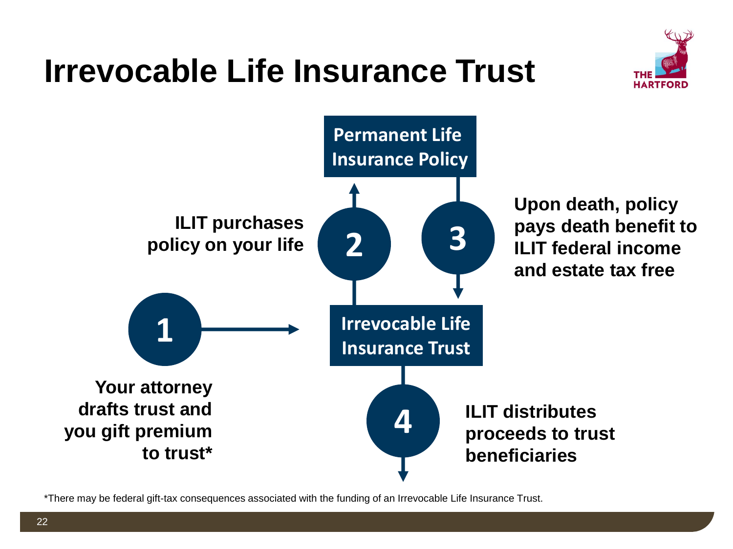# Irrevocable Life Insurance Trust

**Permanent Life Insurance Policy**

**Irrevocable Life Insurance Trust**

**1** — **Your attorney drafts trust and you gift premium to trust***

**2** — **ILIT purchases policy on your life**

**3** — **Upon death, policy pays death benefit to ILIT federal income and estate tax free**

**4** — **ILIT distributes proceeds to trust beneficiaries**

*There may be federal gift-tax consequences associated with the funding of an Irrevocable Life Insurance Trust.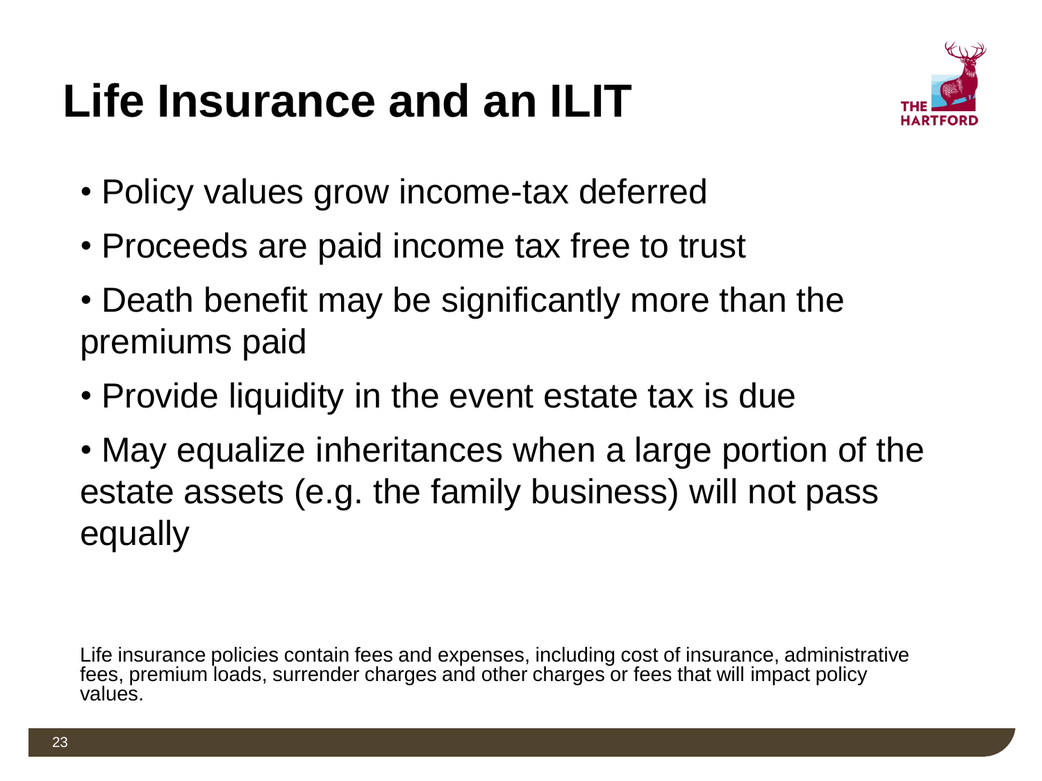# Life Insurance and an ILIT

- Policy values grow income-tax deferred
- Proceeds are paid income tax free to trust
- Death benefit may be significantly more than the premiums paid
- Provide liquidity in the event estate tax is due
- May equalize inheritances when a large portion of the estate assets (e.g. the family business) will not pass equally

Life insurance policies contain fees and expenses, including cost of insurance, administrative fees, premium loads, surrender charges and other charges or fees that will impact policy values.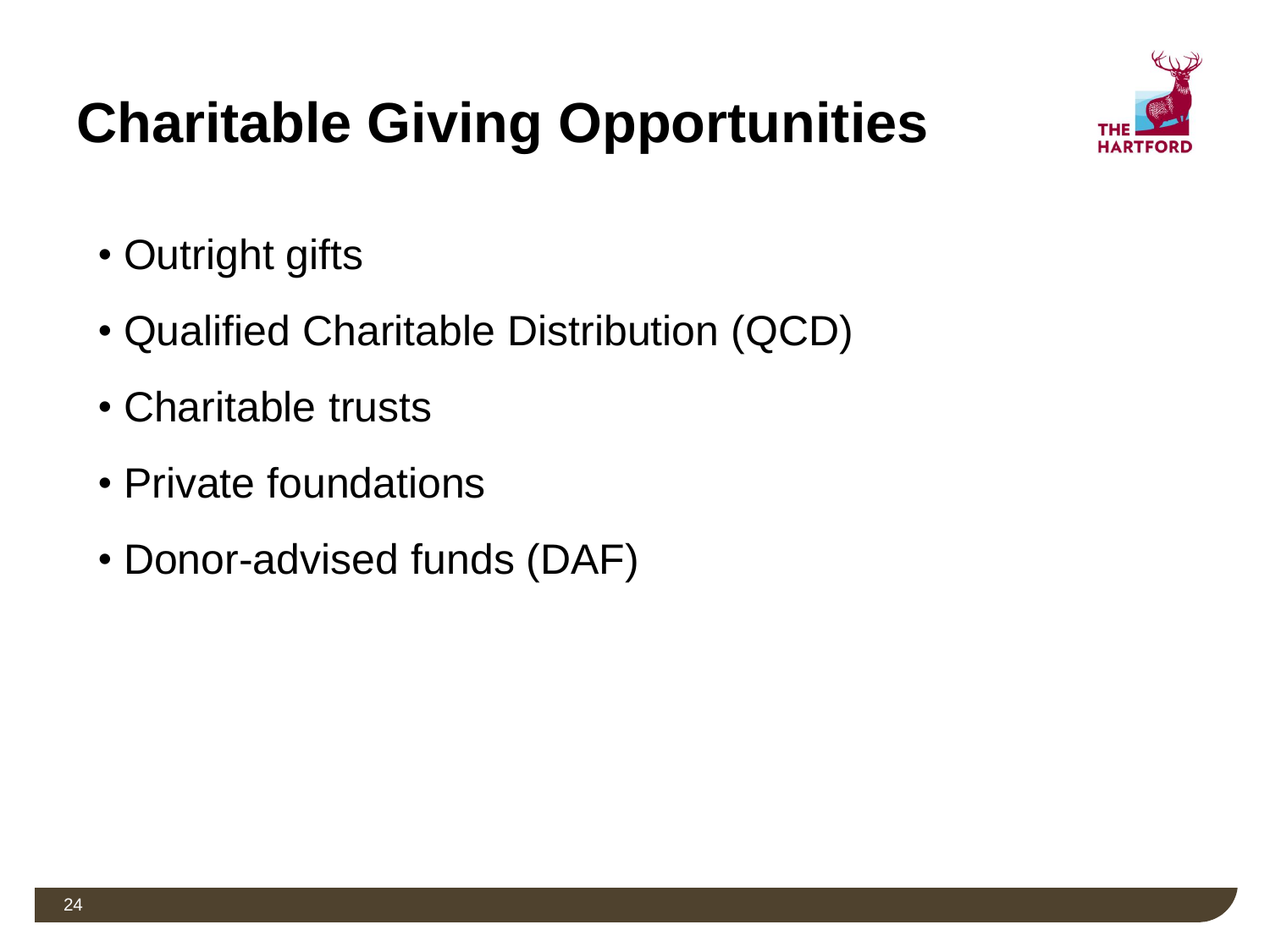# Charitable Giving Opportunities

- Outright gifts
- Qualified Charitable Distribution (QCD)
- Charitable trusts
- Private foundations
- Donor-advised funds (DAF)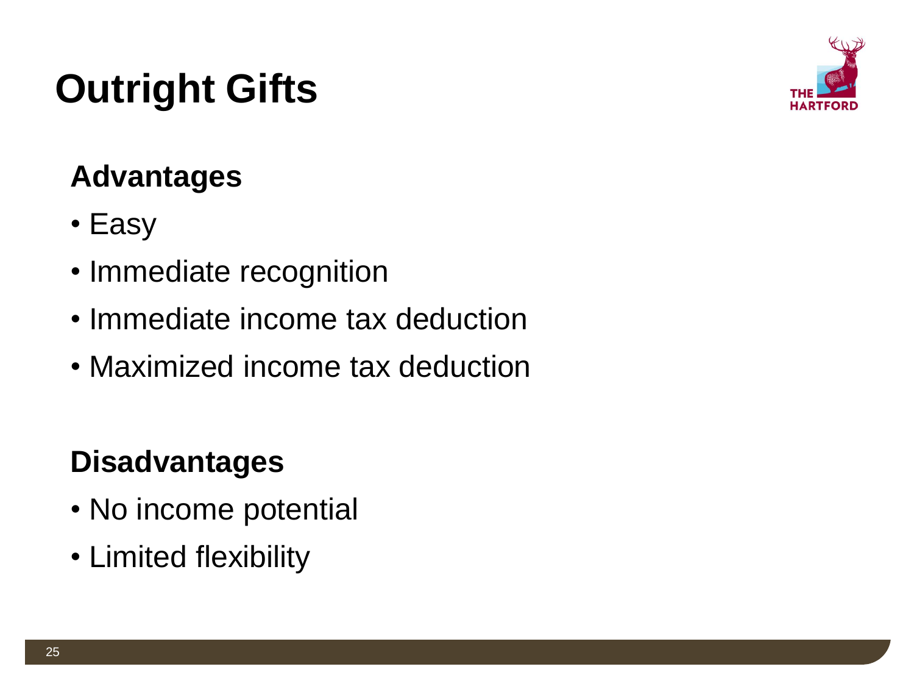# Outright Gifts

## Advantages

- Easy
- Immediate recognition
- Immediate income tax deduction
- Maximized income tax deduction

## Disadvantages

- No income potential
- Limited flexibility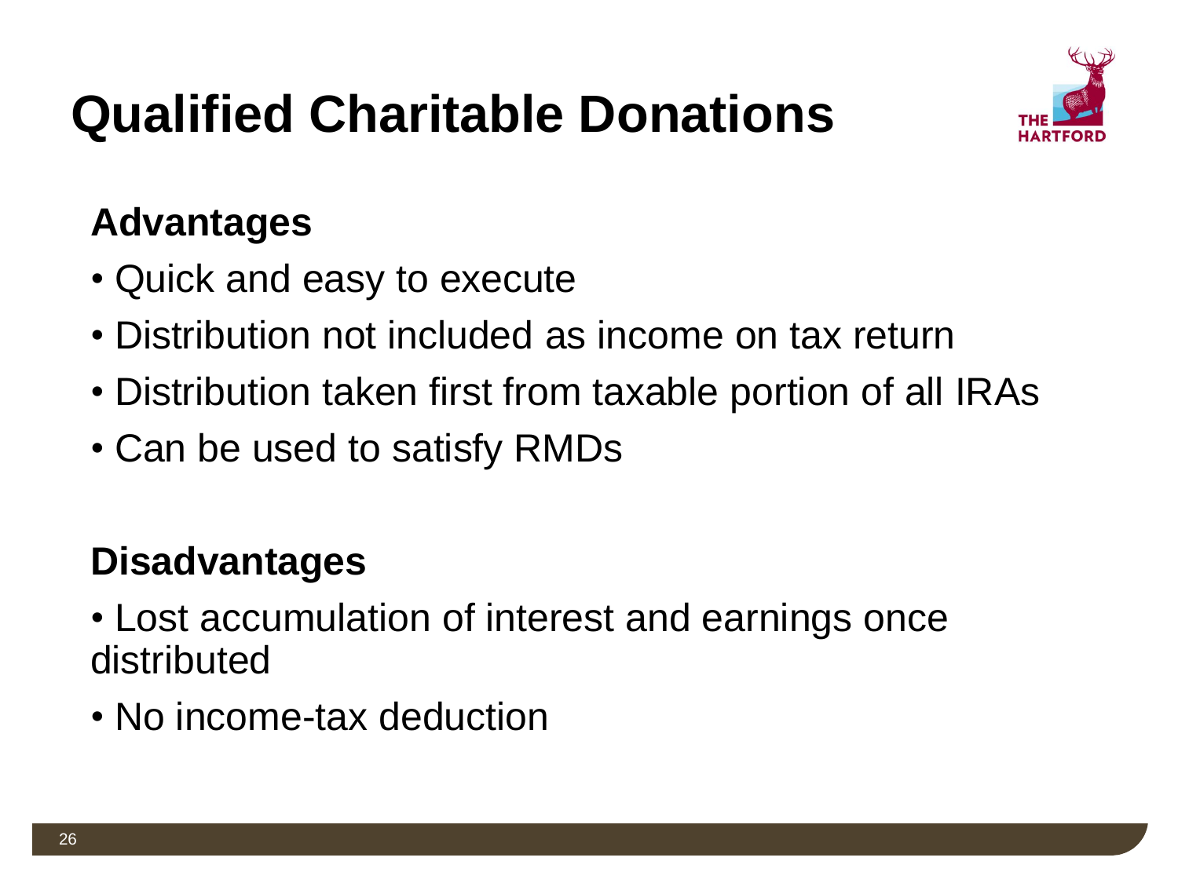# Qualified Charitable Donations

## Advantages

- Quick and easy to execute
- Distribution not included as income on tax return
- Distribution taken first from taxable portion of all IRAs
- Can be used to satisfy RMDs

## Disadvantages

- Lost accumulation of interest and earnings once distributed
- No income-tax deduction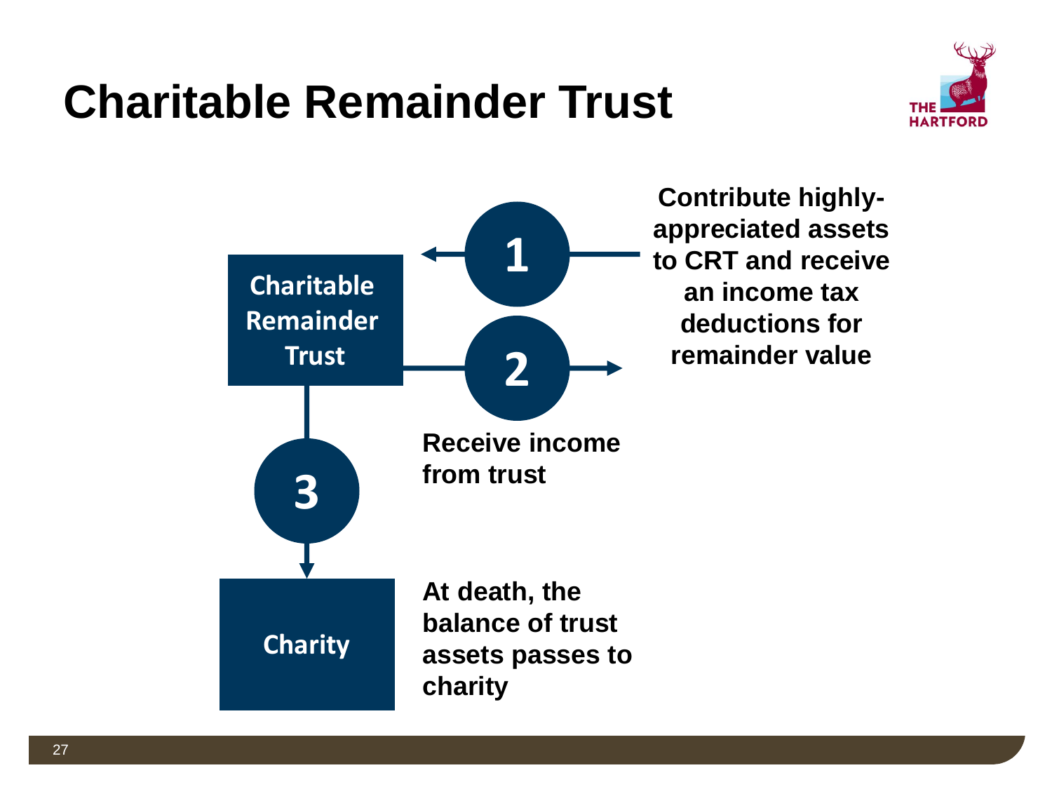# Charitable Remainder Trust

**Charitable Remainder Trust**

**1** — **Contribute highly-appreciated assets to CRT and receive an income tax deductions for remainder value**

**2** — **Receive income from trust**

**3** — **At death, the balance of trust assets passes to charity**

**Charity**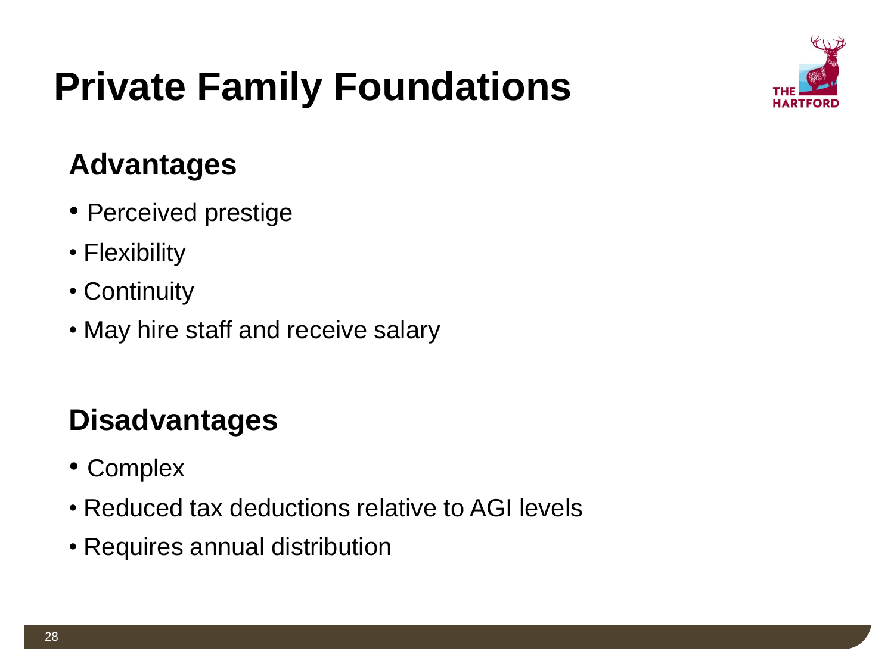# Private Family Foundations

## Advantages

- Perceived prestige
- Flexibility
- Continuity
- May hire staff and receive salary

## Disadvantages

- Complex
- Reduced tax deductions relative to AGI levels
- Requires annual distribution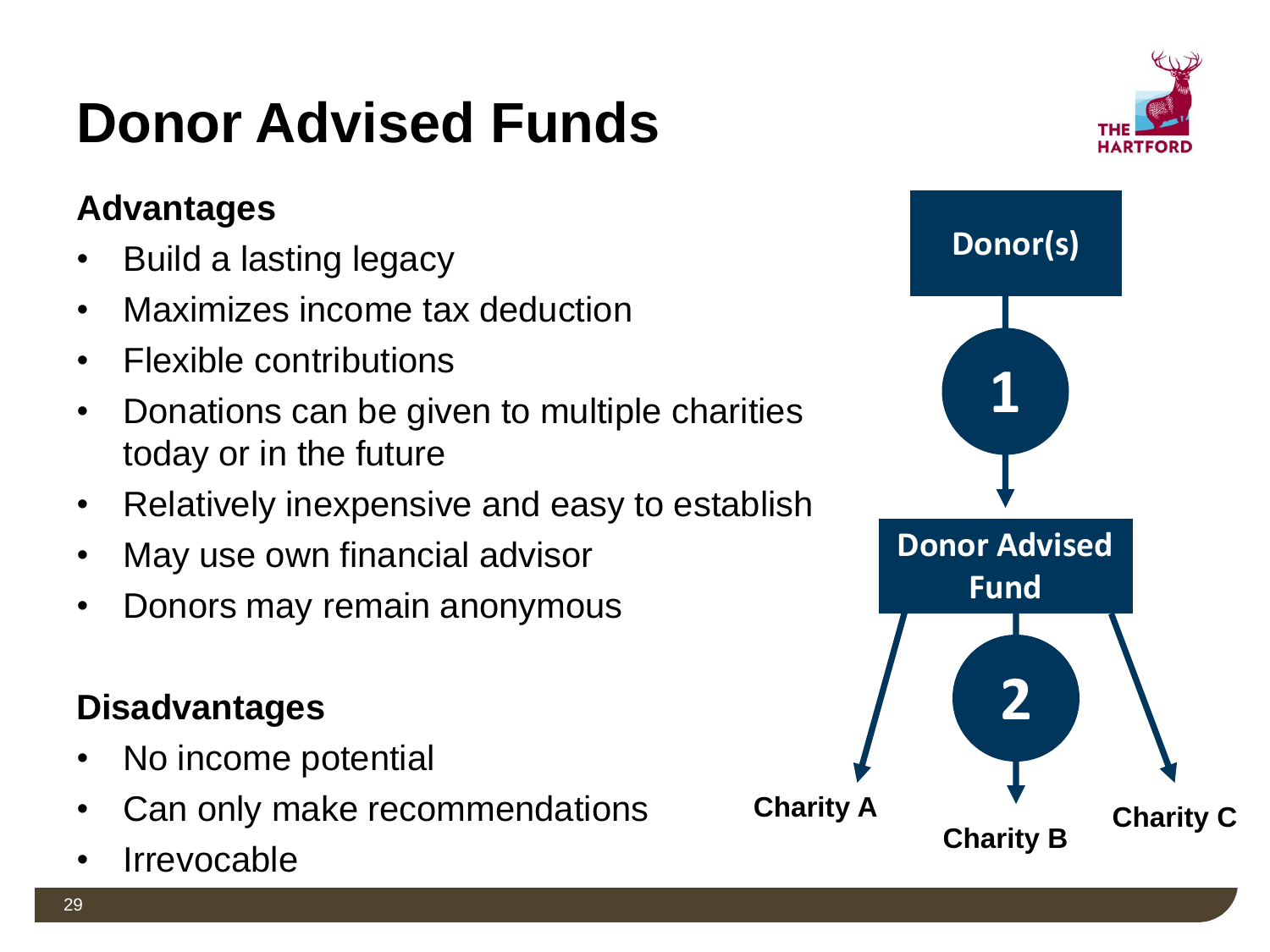# Donor Advised Funds

## Advantages

- Build a lasting legacy
- Maximizes income tax deduction
- Flexible contributions
- Donations can be given to multiple charities today or in the future
- Relatively inexpensive and easy to establish
- May use own financial advisor
- Donors may remain anonymous

## Disadvantages

- No income potential
- Can only make recommendations
- Irrevocable

Donor(s)

1

Donor Advised Fund

2

Charity A

Charity B

Charity C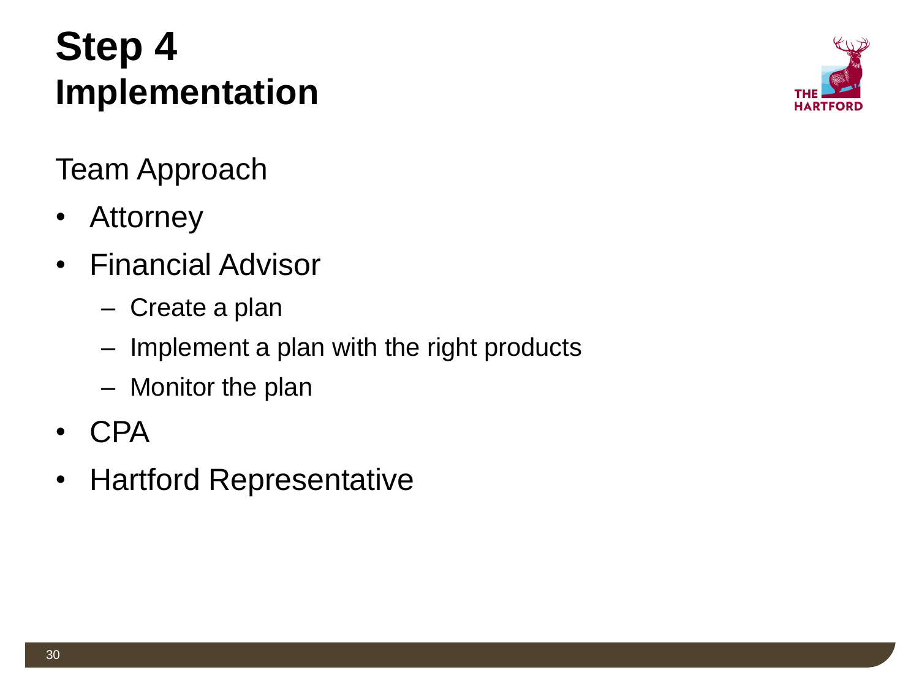# Step 4
## Implementation

Team Approach

- Attorney
- Financial Advisor
  - Create a plan
  - Implement a plan with the right products
  - Monitor the plan
- CPA
- Hartford Representative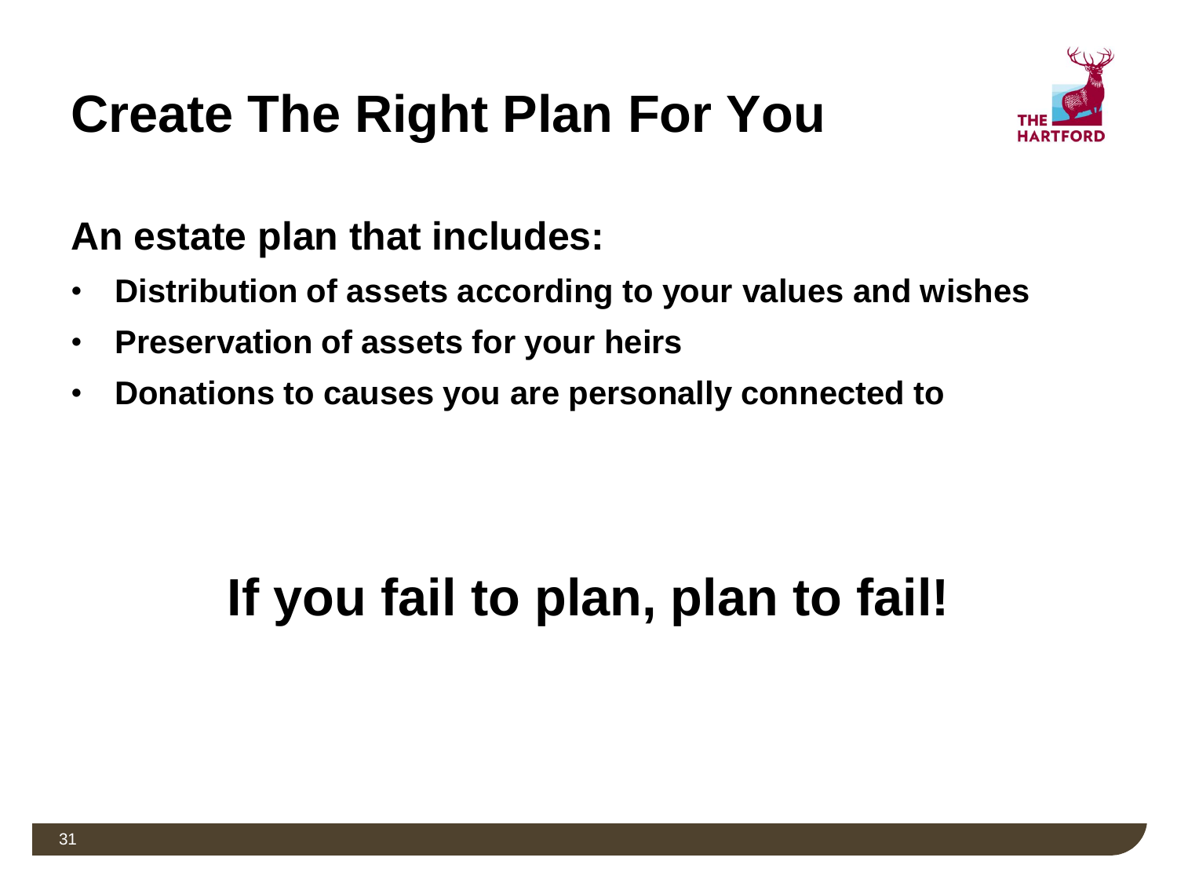# Create The Right Plan For You

**An estate plan that includes:**

- **Distribution of assets according to your values and wishes**
- **Preservation of assets for your heirs**
- **Donations to causes you are personally connected to**

## If you fail to plan, plan to fail!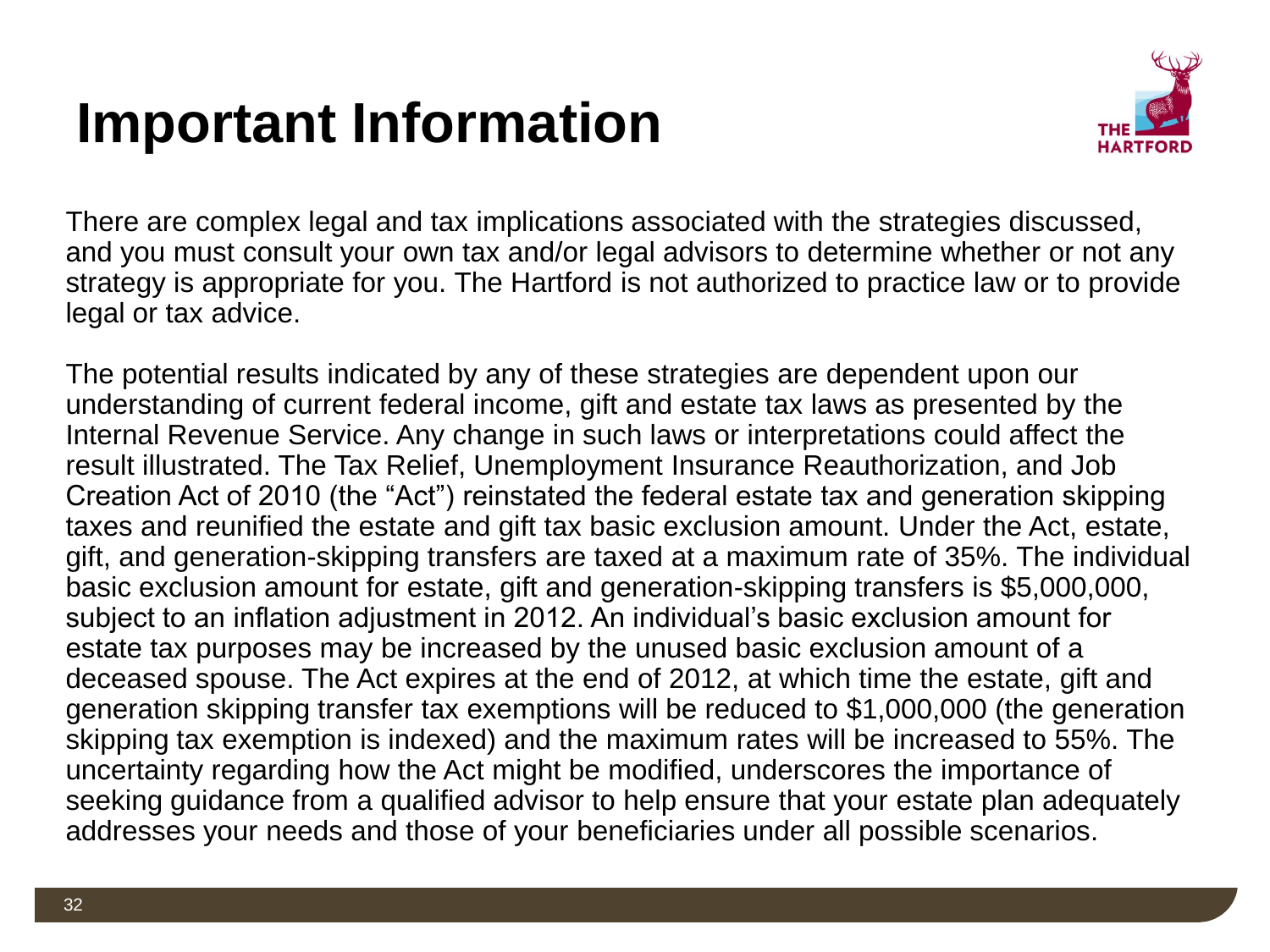# Important Information

There are complex legal and tax implications associated with the strategies discussed, and you must consult your own tax and/or legal advisors to determine whether or not any strategy is appropriate for you. The Hartford is not authorized to practice law or to provide legal or tax advice.

The potential results indicated by any of these strategies are dependent upon our understanding of current federal income, gift and estate tax laws as presented by the Internal Revenue Service. Any change in such laws or interpretations could affect the result illustrated. The Tax Relief, Unemployment Insurance Reauthorization, and Job Creation Act of 2010 (the "Act") reinstated the federal estate tax and generation skipping taxes and reunified the estate and gift tax basic exclusion amount. Under the Act, estate, gift, and generation-skipping transfers are taxed at a maximum rate of 35%. The individual basic exclusion amount for estate, gift and generation-skipping transfers is $5,000,000, subject to an inflation adjustment in 2012. An individual's basic exclusion amount for estate tax purposes may be increased by the unused basic exclusion amount of a deceased spouse. The Act expires at the end of 2012, at which time the estate, gift and generation skipping transfer tax exemptions will be reduced to $1,000,000 (the generation skipping tax exemption is indexed) and the maximum rates will be increased to 55%. The uncertainty regarding how the Act might be modified, underscores the importance of seeking guidance from a qualified advisor to help ensure that your estate plan adequately addresses your needs and those of your beneficiaries under all possible scenarios.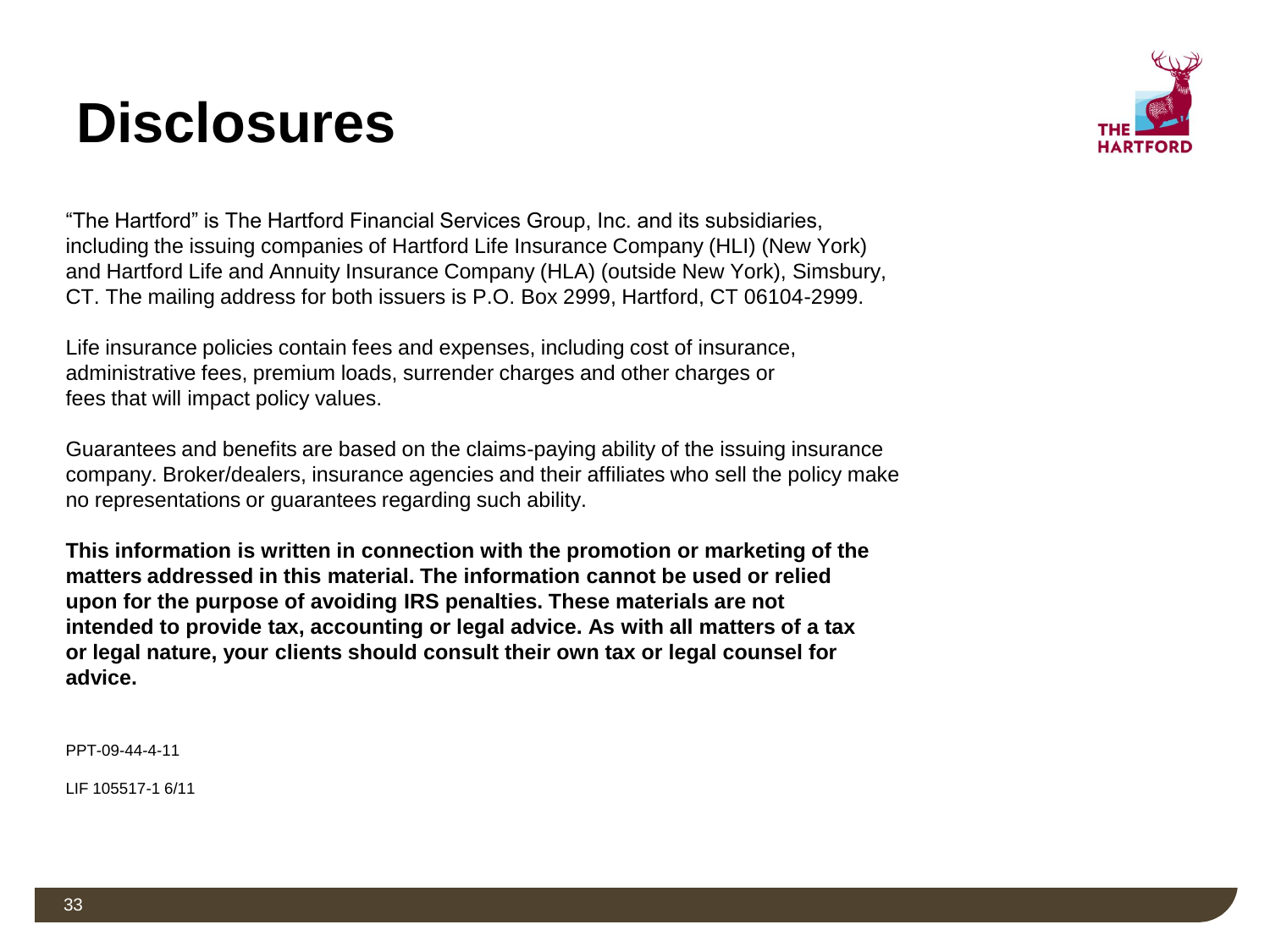# Disclosures

"The Hartford" is The Hartford Financial Services Group, Inc. and its subsidiaries, including the issuing companies of Hartford Life Insurance Company (HLI) (New York) and Hartford Life and Annuity Insurance Company (HLA) (outside New York), Simsbury, CT. The mailing address for both issuers is P.O. Box 2999, Hartford, CT 06104-2999.

Life insurance policies contain fees and expenses, including cost of insurance, administrative fees, premium loads, surrender charges and other charges or fees that will impact policy values.

Guarantees and benefits are based on the claims-paying ability of the issuing insurance company. Broker/dealers, insurance agencies and their affiliates who sell the policy make no representations or guarantees regarding such ability.

**This information is written in connection with the promotion or marketing of the matters addressed in this material. The information cannot be used or relied upon for the purpose of avoiding IRS penalties. These materials are not intended to provide tax, accounting or legal advice. As with all matters of a tax or legal nature, your clients should consult their own tax or legal counsel for advice.**

PPT-09-44-4-11

LIF 105517-1 6/11